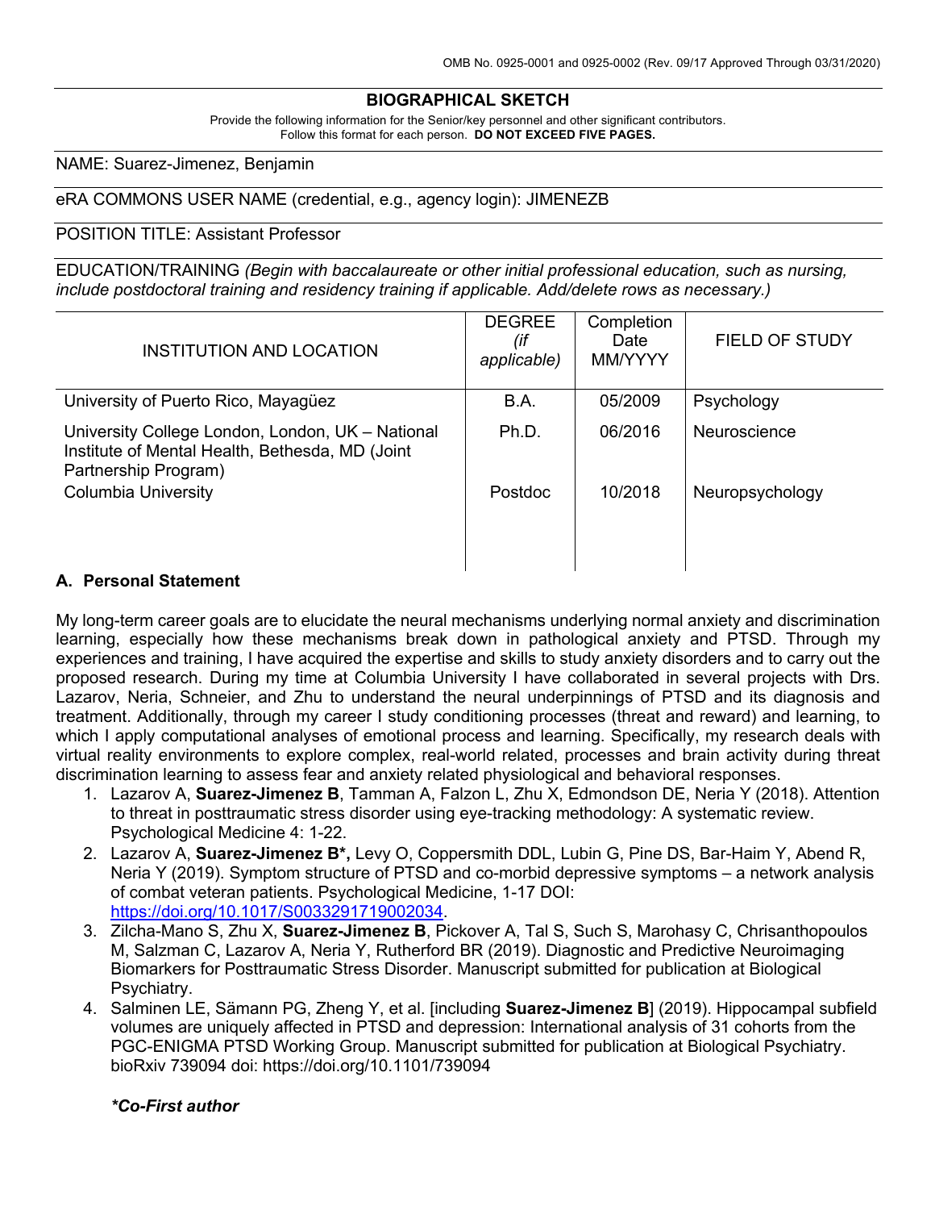OMB No. 0925-0001 and 0925-0002 (Rev. 09/17 Approved Through 03/31/2020)

# BIOGRAPHICAL SKETCH

Provide the following information for the Senior/key personnel and other significant contributors.
Follow this format for each person. **DO NOT EXCEED FIVE PAGES.**

NAME: Suarez-Jimenez, Benjamin

eRA COMMONS USER NAME (credential, e.g., agency login): JIMENEZB

POSITION TITLE: Assistant Professor

EDUCATION/TRAINING *(Begin with baccalaureate or other initial professional education, such as nursing, include postdoctoral training and residency training if applicable. Add/delete rows as necessary.)*

| INSTITUTION AND LOCATION | DEGREE *(if applicable)* | Completion Date MM/YYYY | FIELD OF STUDY |
|---|---|---|---|
| University of Puerto Rico, Mayagüez | B.A. | 05/2009 | Psychology |
| University College London, London, UK – National Institute of Mental Health, Bethesda, MD (Joint Partnership Program) | Ph.D. | 06/2016 | Neuroscience |
| Columbia University | Postdoc | 10/2018 | Neuropsychology |

## A. Personal Statement

My long-term career goals are to elucidate the neural mechanisms underlying normal anxiety and discrimination learning, especially how these mechanisms break down in pathological anxiety and PTSD. Through my experiences and training, I have acquired the expertise and skills to study anxiety disorders and to carry out the proposed research. During my time at Columbia University I have collaborated in several projects with Drs. Lazarov, Neria, Schneier, and Zhu to understand the neural underpinnings of PTSD and its diagnosis and treatment. Additionally, through my career I study conditioning processes (threat and reward) and learning, to which I apply computational analyses of emotional process and learning. Specifically, my research deals with virtual reality environments to explore complex, real-world related, processes and brain activity during threat discrimination learning to assess fear and anxiety related physiological and behavioral responses.

1. Lazarov A, **Suarez-Jimenez B**, Tamman A, Falzon L, Zhu X, Edmondson DE, Neria Y (2018). Attention to threat in posttraumatic stress disorder using eye-tracking methodology: A systematic review. Psychological Medicine 4: 1-22.
2. Lazarov A, **Suarez-Jimenez B\*,** Levy O, Coppersmith DDL, Lubin G, Pine DS, Bar-Haim Y, Abend R, Neria Y (2019). Symptom structure of PTSD and co-morbid depressive symptoms – a network analysis of combat veteran patients. Psychological Medicine, 1-17 DOI: https://doi.org/10.1017/S0033291719002034.
3. Zilcha-Mano S, Zhu X, **Suarez-Jimenez B**, Pickover A, Tal S, Such S, Marohasy C, Chrisanthopoulos M, Salzman C, Lazarov A, Neria Y, Rutherford BR (2019). Diagnostic and Predictive Neuroimaging Biomarkers for Posttraumatic Stress Disorder. Manuscript submitted for publication at Biological Psychiatry.
4. Salminen LE, Sämann PG, Zheng Y, et al. [including **Suarez-Jimenez B**] (2019). Hippocampal subfield volumes are uniquely affected in PTSD and depression: International analysis of 31 cohorts from the PGC-ENIGMA PTSD Working Group. Manuscript submitted for publication at Biological Psychiatry. bioRxiv 739094 doi: https://doi.org/10.1101/739094

***\*Co-First author***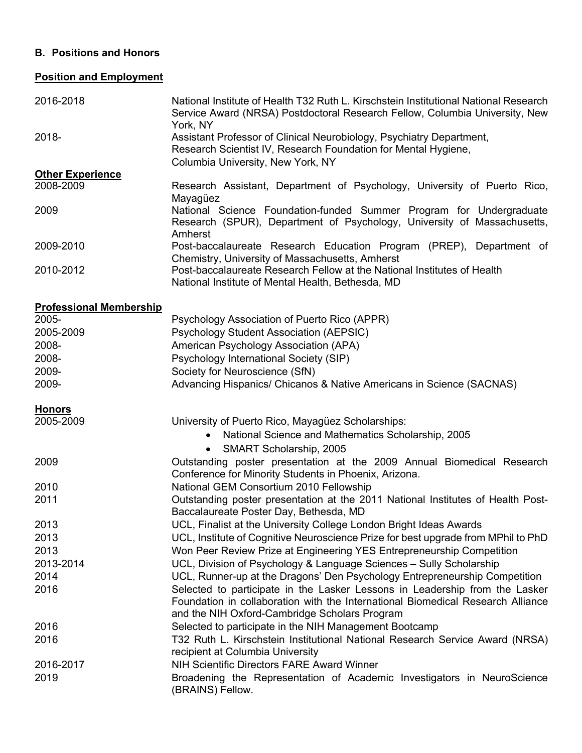### B. Positions and Honors

**Position and Employment**

| | |
|---|---|
| 2016-2018 | National Institute of Health T32 Ruth L. Kirschstein Institutional National Research Service Award (NRSA) Postdoctoral Research Fellow, Columbia University, New York, NY |
| 2018- | Assistant Professor of Clinical Neurobiology, Psychiatry Department, Research Scientist IV, Research Foundation for Mental Hygiene, Columbia University, New York, NY |

**Other Experience**

| | |
|---|---|
| 2008-2009 | Research Assistant, Department of Psychology, University of Puerto Rico, Mayagüez |
| 2009 | National Science Foundation-funded Summer Program for Undergraduate Research (SPUR), Department of Psychology, University of Massachusetts, Amherst |
| 2009-2010 | Post-baccalaureate Research Education Program (PREP), Department of Chemistry, University of Massachusetts, Amherst |
| 2010-2012 | Post-baccalaureate Research Fellow at the National Institutes of Health National Institute of Mental Health, Bethesda, MD |

**Professional Membership**

| | |
|---|---|
| 2005- | Psychology Association of Puerto Rico (APPR) |
| 2005-2009 | Psychology Student Association (AEPSIC) |
| 2008- | American Psychology Association (APA) |
| 2008- | Psychology International Society (SIP) |
| 2009- | Society for Neuroscience (SfN) |
| 2009- | Advancing Hispanics/ Chicanos & Native Americans in Science (SACNAS) |

**Honors**

| | |
|---|---|
| 2005-2009 | University of Puerto Rico, Mayagüez Scholarships: • National Science and Mathematics Scholarship, 2005 • SMART Scholarship, 2005 |
| 2009 | Outstanding poster presentation at the 2009 Annual Biomedical Research Conference for Minority Students in Phoenix, Arizona. |
| 2010 | National GEM Consortium 2010 Fellowship |
| 2011 | Outstanding poster presentation at the 2011 National Institutes of Health Post-Baccalaureate Poster Day, Bethesda, MD |
| 2013 | UCL, Finalist at the University College London Bright Ideas Awards |
| 2013 | UCL, Institute of Cognitive Neuroscience Prize for best upgrade from MPhil to PhD |
| 2013 | Won Peer Review Prize at Engineering YES Entrepreneurship Competition |
| 2013-2014 | UCL, Division of Psychology & Language Sciences – Sully Scholarship |
| 2014 | UCL, Runner-up at the Dragons' Den Psychology Entrepreneurship Competition |
| 2016 | Selected to participate in the Lasker Lessons in Leadership from the Lasker Foundation in collaboration with the International Biomedical Research Alliance and the NIH Oxford-Cambridge Scholars Program |
| 2016 | Selected to participate in the NIH Management Bootcamp |
| 2016 | T32 Ruth L. Kirschstein Institutional National Research Service Award (NRSA) recipient at Columbia University |
| 2016-2017 | NIH Scientific Directors FARE Award Winner |
| 2019 | Broadening the Representation of Academic Investigators in NeuroScience (BRAINS) Fellow. |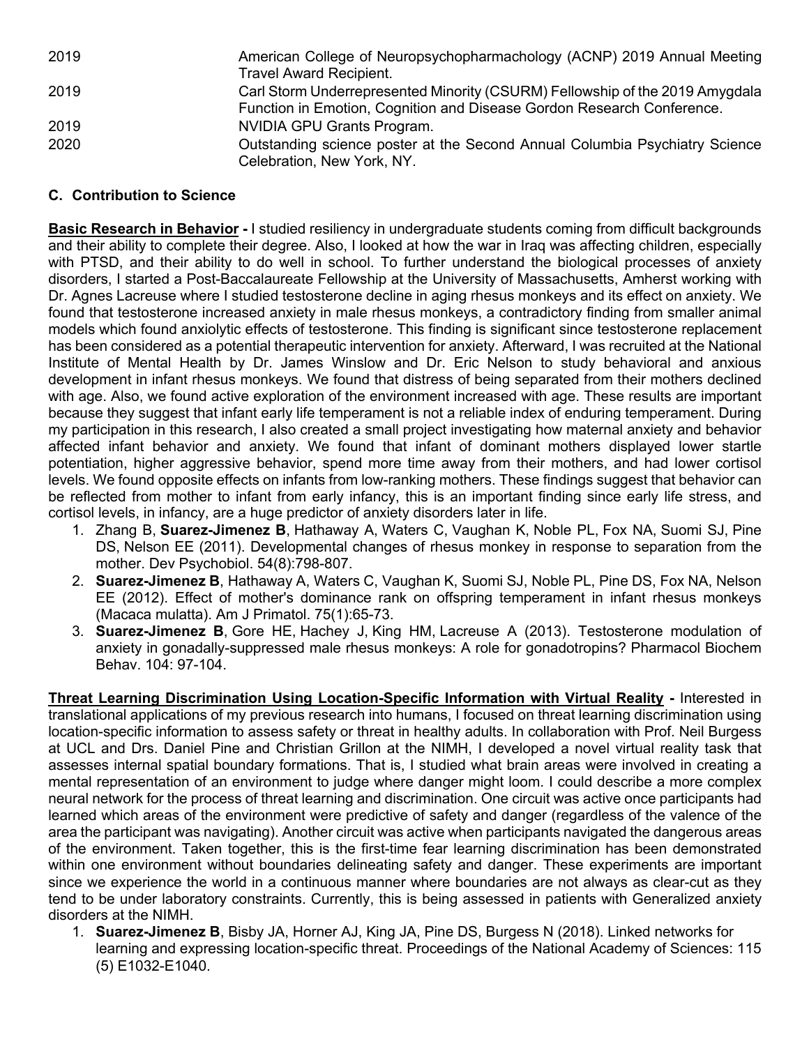| | |
|---|---|
| 2019 | American College of Neuropsychopharmachology (ACNP) 2019 Annual Meeting Travel Award Recipient. |
| 2019 | Carl Storm Underrepresented Minority (CSURM) Fellowship of the 2019 Amygdala Function in Emotion, Cognition and Disease Gordon Research Conference. |
| 2019 | NVIDIA GPU Grants Program. |
| 2020 | Outstanding science poster at the Second Annual Columbia Psychiatry Science Celebration, New York, NY. |

### C. Contribution to Science

**Basic Research in Behavior -** I studied resiliency in undergraduate students coming from difficult backgrounds and their ability to complete their degree. Also, I looked at how the war in Iraq was affecting children, especially with PTSD, and their ability to do well in school. To further understand the biological processes of anxiety disorders, I started a Post-Baccalaureate Fellowship at the University of Massachusetts, Amherst working with Dr. Agnes Lacreuse where I studied testosterone decline in aging rhesus monkeys and its effect on anxiety. We found that testosterone increased anxiety in male rhesus monkeys, a contradictory finding from smaller animal models which found anxiolytic effects of testosterone. This finding is significant since testosterone replacement has been considered as a potential therapeutic intervention for anxiety. Afterward, I was recruited at the National Institute of Mental Health by Dr. James Winslow and Dr. Eric Nelson to study behavioral and anxious development in infant rhesus monkeys. We found that distress of being separated from their mothers declined with age. Also, we found active exploration of the environment increased with age. These results are important because they suggest that infant early life temperament is not a reliable index of enduring temperament. During my participation in this research, I also created a small project investigating how maternal anxiety and behavior affected infant behavior and anxiety. We found that infant of dominant mothers displayed lower startle potentiation, higher aggressive behavior, spend more time away from their mothers, and had lower cortisol levels. We found opposite effects on infants from low-ranking mothers. These findings suggest that behavior can be reflected from mother to infant from early infancy, this is an important finding since early life stress, and cortisol levels, in infancy, are a huge predictor of anxiety disorders later in life.

1. Zhang B, **Suarez-Jimenez B**, Hathaway A, Waters C, Vaughan K, Noble PL, Fox NA, Suomi SJ, Pine DS, Nelson EE (2011). Developmental changes of rhesus monkey in response to separation from the mother. Dev Psychobiol. 54(8):798-807.
2. **Suarez-Jimenez B**, Hathaway A, Waters C, Vaughan K, Suomi SJ, Noble PL, Pine DS, Fox NA, Nelson EE (2012). Effect of mother's dominance rank on offspring temperament in infant rhesus monkeys (Macaca mulatta). Am J Primatol. 75(1):65-73.
3. **Suarez-Jimenez B**, Gore HE, Hachey J, King HM, Lacreuse A (2013). Testosterone modulation of anxiety in gonadally-suppressed male rhesus monkeys: A role for gonadotropins? Pharmacol Biochem Behav. 104: 97-104.

**Threat Learning Discrimination Using Location-Specific Information with Virtual Reality -** Interested in translational applications of my previous research into humans, I focused on threat learning discrimination using location-specific information to assess safety or threat in healthy adults. In collaboration with Prof. Neil Burgess at UCL and Drs. Daniel Pine and Christian Grillon at the NIMH, I developed a novel virtual reality task that assesses internal spatial boundary formations. That is, I studied what brain areas were involved in creating a mental representation of an environment to judge where danger might loom. I could describe a more complex neural network for the process of threat learning and discrimination. One circuit was active once participants had learned which areas of the environment were predictive of safety and danger (regardless of the valence of the area the participant was navigating). Another circuit was active when participants navigated the dangerous areas of the environment. Taken together, this is the first-time fear learning discrimination has been demonstrated within one environment without boundaries delineating safety and danger. These experiments are important since we experience the world in a continuous manner where boundaries are not always as clear-cut as they tend to be under laboratory constraints. Currently, this is being assessed in patients with Generalized anxiety disorders at the NIMH.

1. **Suarez-Jimenez B**, Bisby JA, Horner AJ, King JA, Pine DS, Burgess N (2018). Linked networks for learning and expressing location-specific threat. Proceedings of the National Academy of Sciences: 115 (5) E1032-E1040.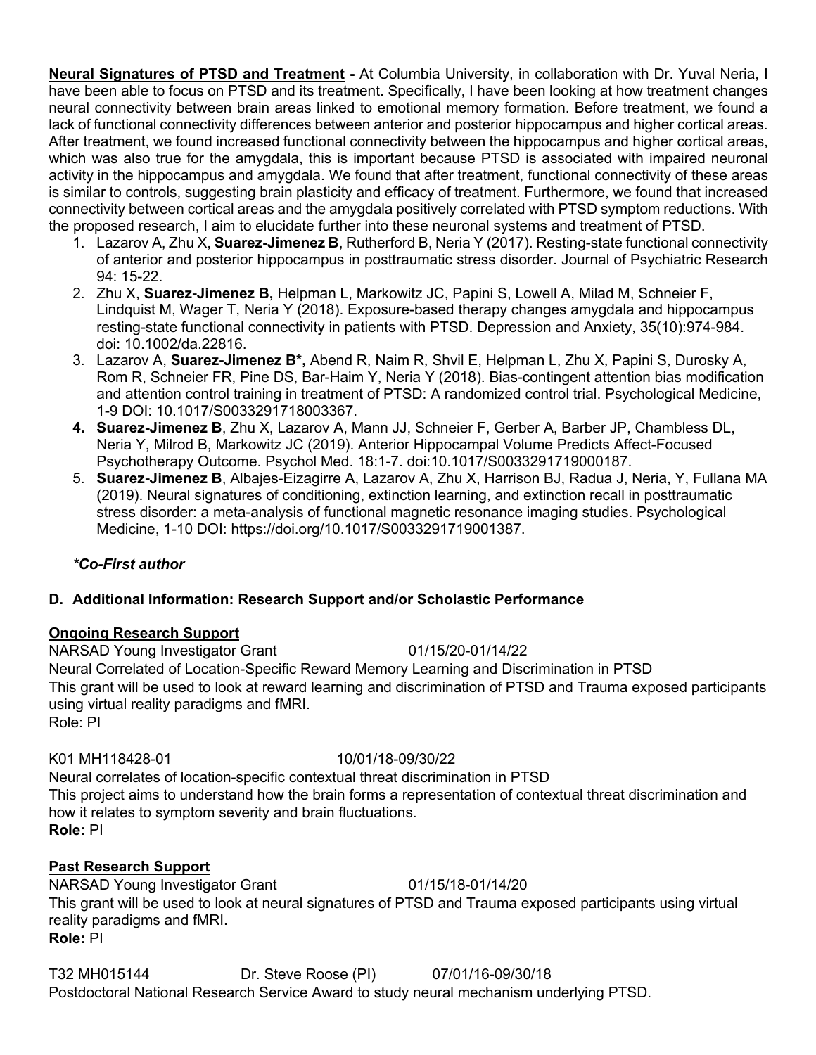**Neural Signatures of PTSD and Treatment -** At Columbia University, in collaboration with Dr. Yuval Neria, I have been able to focus on PTSD and its treatment. Specifically, I have been looking at how treatment changes neural connectivity between brain areas linked to emotional memory formation. Before treatment, we found a lack of functional connectivity differences between anterior and posterior hippocampus and higher cortical areas. After treatment, we found increased functional connectivity between the hippocampus and higher cortical areas, which was also true for the amygdala, this is important because PTSD is associated with impaired neuronal activity in the hippocampus and amygdala. We found that after treatment, functional connectivity of these areas is similar to controls, suggesting brain plasticity and efficacy of treatment. Furthermore, we found that increased connectivity between cortical areas and the amygdala positively correlated with PTSD symptom reductions. With the proposed research, I aim to elucidate further into these neuronal systems and treatment of PTSD.

1. Lazarov A, Zhu X, **Suarez-Jimenez B**, Rutherford B, Neria Y (2017). Resting-state functional connectivity of anterior and posterior hippocampus in posttraumatic stress disorder. Journal of Psychiatric Research 94: 15-22.
2. Zhu X, **Suarez-Jimenez B,** Helpman L, Markowitz JC, Papini S, Lowell A, Milad M, Schneier F, Lindquist M, Wager T, Neria Y (2018). Exposure-based therapy changes amygdala and hippocampus resting-state functional connectivity in patients with PTSD. Depression and Anxiety, 35(10):974-984. doi: 10.1002/da.22816.
3. Lazarov A, **Suarez-Jimenez B\*,** Abend R, Naim R, Shvil E, Helpman L, Zhu X, Papini S, Durosky A, Rom R, Schneier FR, Pine DS, Bar-Haim Y, Neria Y (2018). Bias-contingent attention bias modification and attention control training in treatment of PTSD: A randomized control trial. Psychological Medicine, 1-9 DOI: 10.1017/S0033291718003367.
4. **Suarez-Jimenez B**, Zhu X, Lazarov A, Mann JJ, Schneier F, Gerber A, Barber JP, Chambless DL, Neria Y, Milrod B, Markowitz JC (2019). Anterior Hippocampal Volume Predicts Affect-Focused Psychotherapy Outcome. Psychol Med. 18:1-7. doi:10.1017/S0033291719000187.
5. **Suarez-Jimenez B**, Albajes-Eizagirre A, Lazarov A, Zhu X, Harrison BJ, Radua J, Neria, Y, Fullana MA (2019). Neural signatures of conditioning, extinction learning, and extinction recall in posttraumatic stress disorder: a meta-analysis of functional magnetic resonance imaging studies. Psychological Medicine, 1-10 DOI: https://doi.org/10.1017/S0033291719001387.

***Co-First author***

## D. Additional Information: Research Support and/or Scholastic Performance

**Ongoing Research Support**

NARSAD Young Investigator Grant 01/15/20-01/14/22
Neural Correlated of Location-Specific Reward Memory Learning and Discrimination in PTSD
This grant will be used to look at reward learning and discrimination of PTSD and Trauma exposed participants using virtual reality paradigms and fMRI.
Role: PI

K01 MH118428-01 10/01/18-09/30/22
Neural correlates of location-specific contextual threat discrimination in PTSD
This project aims to understand how the brain forms a representation of contextual threat discrimination and how it relates to symptom severity and brain fluctuations.
**Role:** PI

**Past Research Support**

NARSAD Young Investigator Grant 01/15/18-01/14/20
This grant will be used to look at neural signatures of PTSD and Trauma exposed participants using virtual reality paradigms and fMRI.
**Role:** PI

T32 MH015144 Dr. Steve Roose (PI) 07/01/16-09/30/18
Postdoctoral National Research Service Award to study neural mechanism underlying PTSD.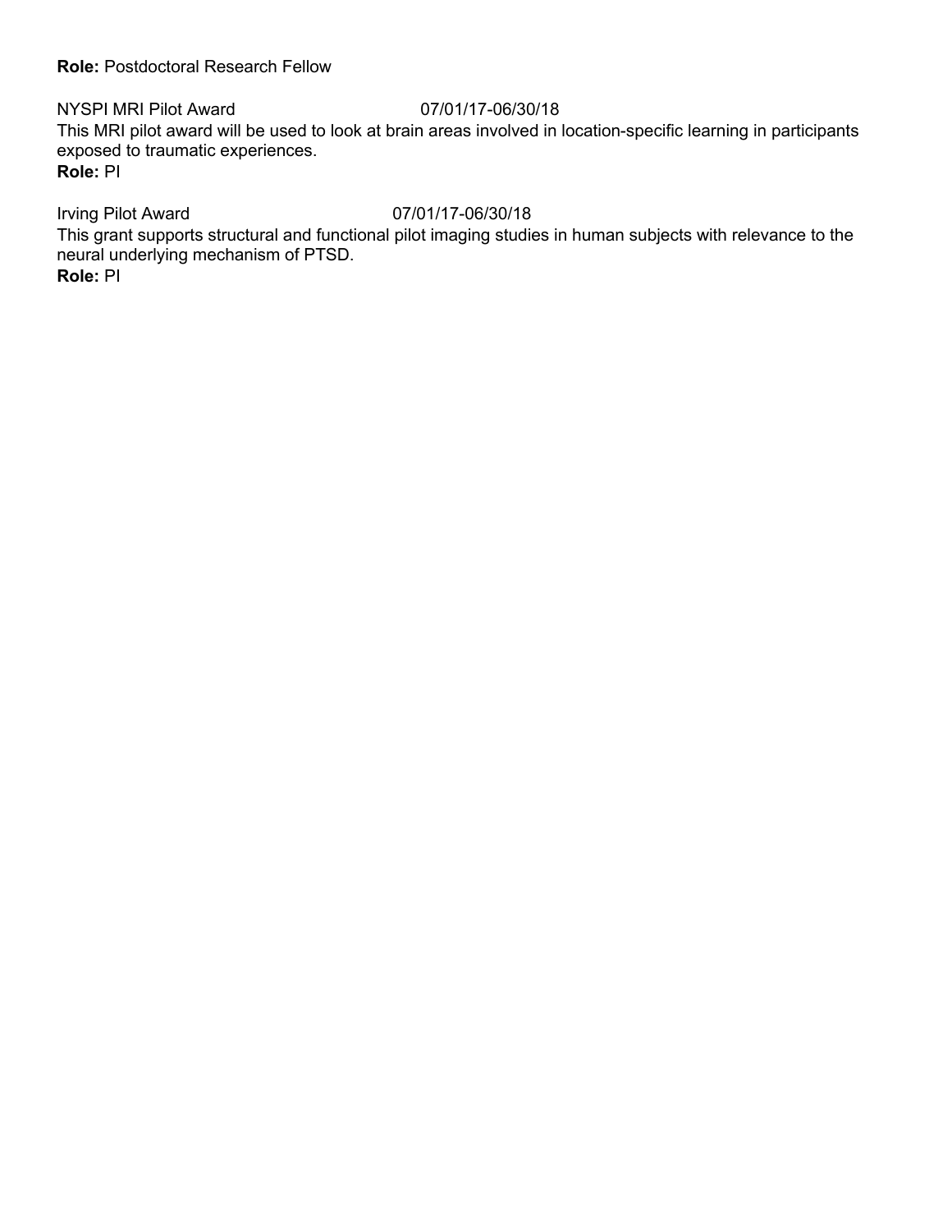**Role:** Postdoctoral Research Fellow

NYSPI MRI Pilot Award 07/01/17-06/30/18
This MRI pilot award will be used to look at brain areas involved in location-specific learning in participants exposed to traumatic experiences.
**Role:** PI

Irving Pilot Award 07/01/17-06/30/18
This grant supports structural and functional pilot imaging studies in human subjects with relevance to the neural underlying mechanism of PTSD.
**Role:** PI